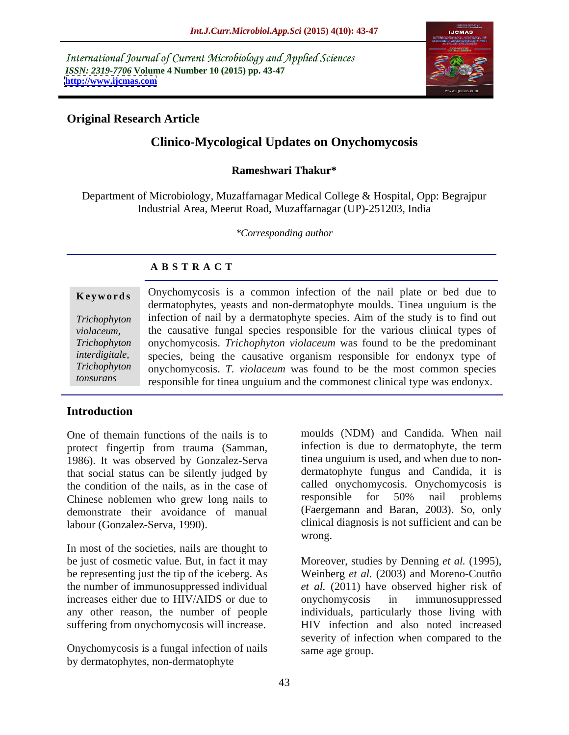International Journal of Current Microbiology and Applied Sciences
*ISSN: 2319-7706* **Volume 4 Number 10 (2015) pp. 43-47**
**http://www.ijcmas.com**

**Original Research Article**

# Clinico-Mycological Updates on Onychomycosis

**Rameshwari Thakur***

Department of Microbiology, Muzaffarnagar Medical College & Hospital, Opp: Begrajpur Industrial Area, Meerut Road, Muzaffarnagar (UP)-251203, India

*\*Corresponding author*

## ABSTRACT

**Keywords**

*Trichophyton violaceum, Trichophyton interdigitale, Trichophyton tonsurans*

Onychomycosis is a common infection of the nail plate or bed due to dermatophytes, yeasts and non-dermatophyte moulds. Tinea unguium is the infection of nail by a dermatophyte species. Aim of the study is to find out the causative fungal species responsible for the various clinical types of onychomycosis. *Trichophyton violaceum* was found to be the predominant species, being the causative organism responsible for endonyx type of onychomycosis. *T. violaceum* was found to be the most common species responsible for tinea unguium and the commonest clinical type was endonyx.

## Introduction

One of themain functions of the nails is to protect fingertip from trauma (Samman, 1986). It was observed by Gonzalez-Serva that social status can be silently judged by the condition of the nails, as in the case of Chinese noblemen who grew long nails to demonstrate their avoidance of manual labour (Gonzalez-Serva, 1990).

In most of the societies, nails are thought to be just of cosmetic value. But, in fact it may be representing just the tip of the iceberg. As the number of immunosuppressed individual increases either due to HIV/AIDS or due to any other reason, the number of people suffering from onychomycosis will increase.

Onychomycosis is a fungal infection of nails by dermatophytes, non-dermatophyte moulds (NDM) and Candida. When nail infection is due to dermatophyte, the term tinea unguium is used, and when due to non-dermatophyte fungus and Candida, it is called onychomycosis. Onychomycosis is responsible for 50% nail problems (Faergemann and Baran, 2003). So, only clinical diagnosis is not sufficient and can be wrong.

Moreover, studies by Denning *et al.* (1995), Weinberg *et al.* (2003) and Moreno-Coutño *et al.* (2011) have observed higher risk of onychomycosis in immunosuppressed individuals, particularly those living with HIV infection and also noted increased severity of infection when compared to the same age group.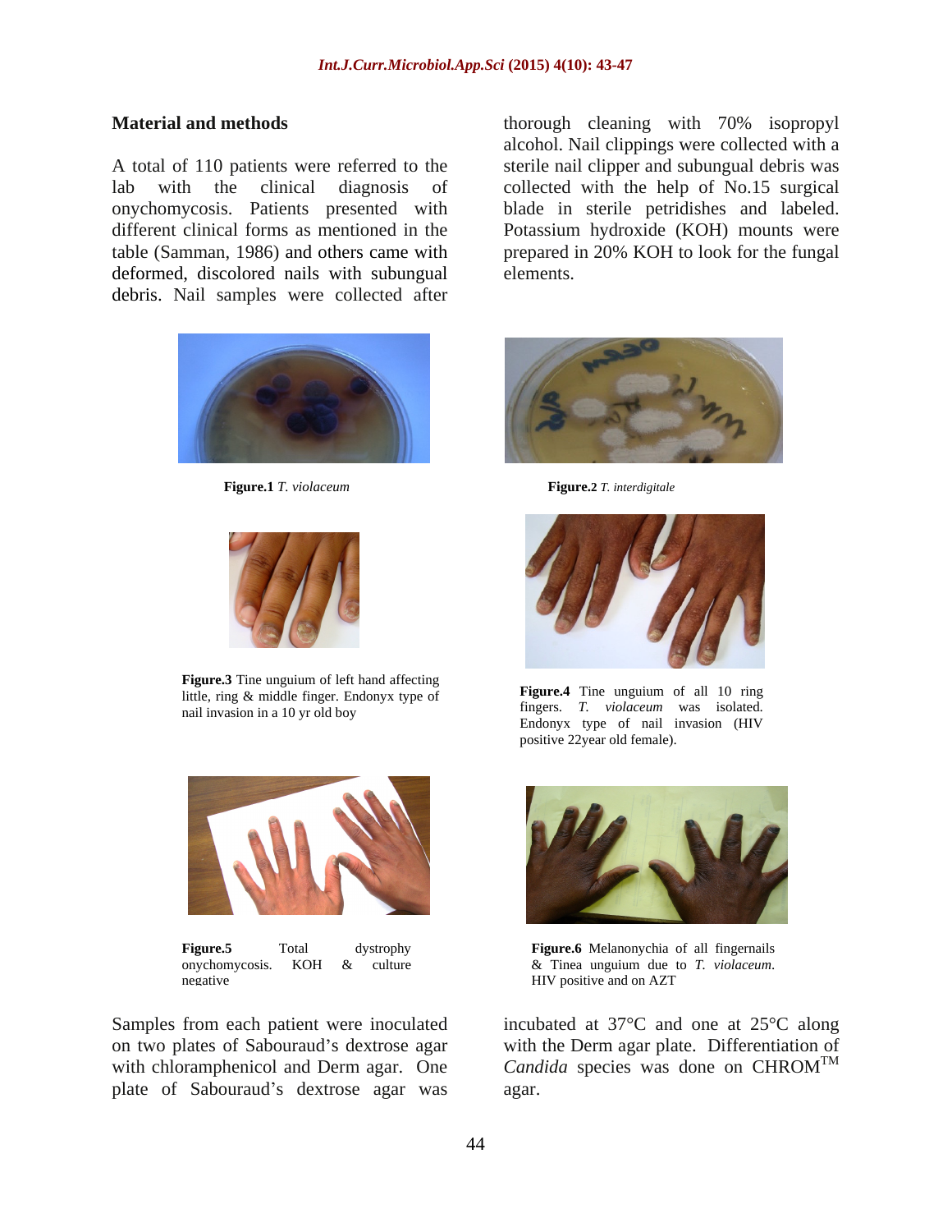## Material and methods

A total of 110 patients were referred to the lab with the clinical diagnosis of onychomycosis. Patients presented with different clinical forms as mentioned in the table (Samman, 1986) and others came with deformed, discolored nails with subungual debris. Nail samples were collected after thorough cleaning with 70% isopropyl alcohol. Nail clippings were collected with a sterile nail clipper and subungual debris was collected with the help of No.15 surgical blade in sterile petridishes and labeled. Potassium hydroxide (KOH) mounts were prepared in 20% KOH to look for the fungal elements.

**Figure.1** *T. violaceum*

**Figure.2** *T. interdigitale*

**Figure.3** Tine unguium of left hand affecting little, ring & middle finger. Endonyx type of nail invasion in a 10 yr old boy

**Figure.4** Tine unguium of all 10 ring fingers. *T. violaceum* was isolated. Endonyx type of nail invasion (HIV positive 22year old female).

**Figure.5** Total dystrophy onychomycosis. KOH & culture negative

**Figure.6** Melanonychia of all fingernails & Tinea unguium due to *T. violaceum*. HIV positive and on AZT

Samples from each patient were inoculated on two plates of Sabouraud's dextrose agar with chloramphenicol and Derm agar. One plate of Sabouraud's dextrose agar was incubated at 37°C and one at 25°C along with the Derm agar plate. Differentiation of *Candida* species was done on CHROM$^{TM}$ agar.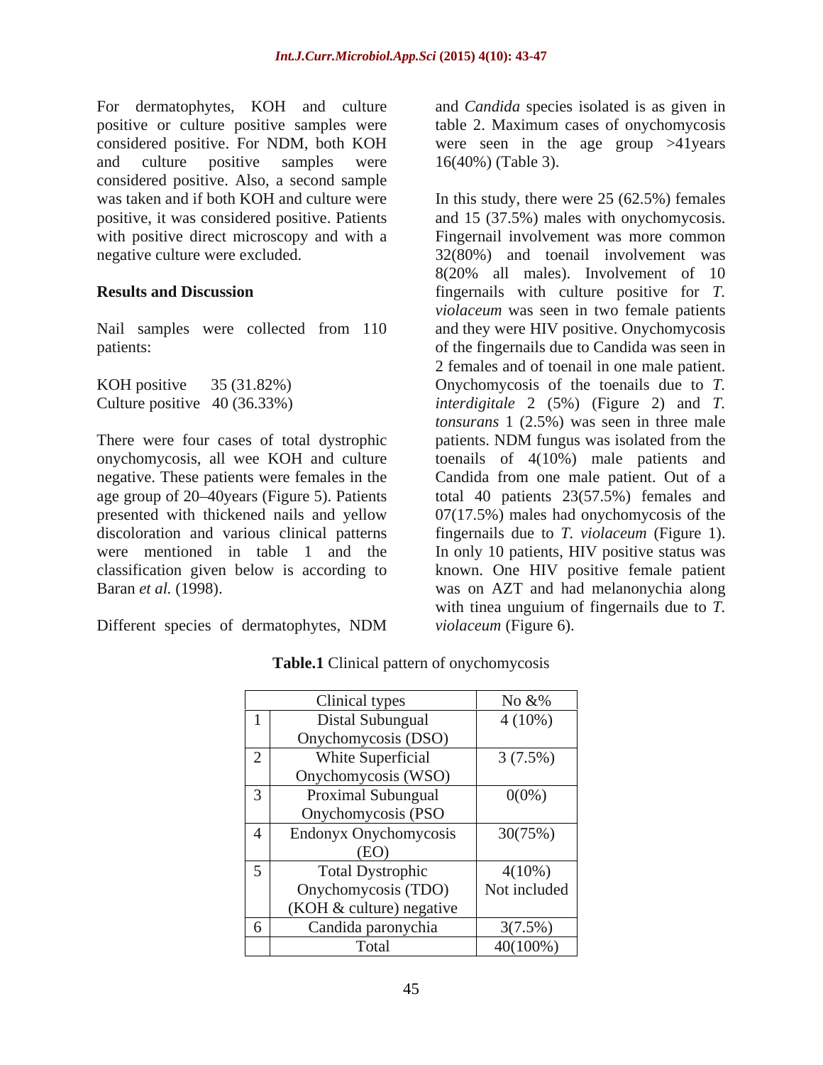For dermatophytes, KOH and culture positive or culture positive samples were considered positive. For NDM, both KOH and culture positive samples were considered positive. Also, a second sample was taken and if both KOH and culture were positive, it was considered positive. Patients with positive direct microscopy and with a negative culture were excluded.

## Results and Discussion

Nail samples were collected from 110 patients:

KOH positive 35 (31.82%)
Culture positive 40 (36.33%)

There were four cases of total dystrophic onychomycosis, all wee KOH and culture negative. These patients were females in the age group of 20–40years (Figure 5). Patients presented with thickened nails and yellow discoloration and various clinical patterns were mentioned in table 1 and the classification given below is according to Baran *et al.* (1998).

Different species of dermatophytes, NDM and *Candida* species isolated is as given in table 2. Maximum cases of onychomycosis were seen in the age group >41years 16(40%) (Table 3).

In this study, there were 25 (62.5%) females and 15 (37.5%) males with onychomycosis. Fingernail involvement was more common 32(80%) and toenail involvement was 8(20% all males). Involvement of 10 fingernails with culture positive for *T. violaceum* was seen in two female patients and they were HIV positive. Onychomycosis of the fingernails due to Candida was seen in 2 females and of toenail in one male patient. Onychomycosis of the toenails due to *T. interdigitale* 2 (5%) (Figure 2) and *T. tonsurans* 1 (2.5%) was seen in three male patients. NDM fungus was isolated from the toenails of 4(10%) male patients and Candida from one male patient. Out of a total 40 patients 23(57.5%) females and 07(17.5%) males had onychomycosis of the fingernails due to *T. violaceum* (Figure 1). In only 10 patients, HIV positive status was known. One HIV positive female patient was on AZT and had melanonychia along with tinea unguium of fingernails due to *T. violaceum* (Figure 6).

**Table.1** Clinical pattern of onychomycosis

| | Clinical types | No &% |
|---|---|---|
| 1 | Distal Subungual Onychomycosis (DSO) | 4 (10%) |
| 2 | White Superficial Onychomycosis (WSO) | 3 (7.5%) |
| 3 | Proximal Subungual Onychomycosis (PSO | 0(0%) |
| 4 | Endonyx Onychomycosis (EO) | 30(75%) |
| 5 | Total Dystrophic Onychomycosis (TDO) (KOH & culture) negative | 4(10%) Not included |
| 6 | Candida paronychia | 3(7.5%) |
| | Total | 40(100%) |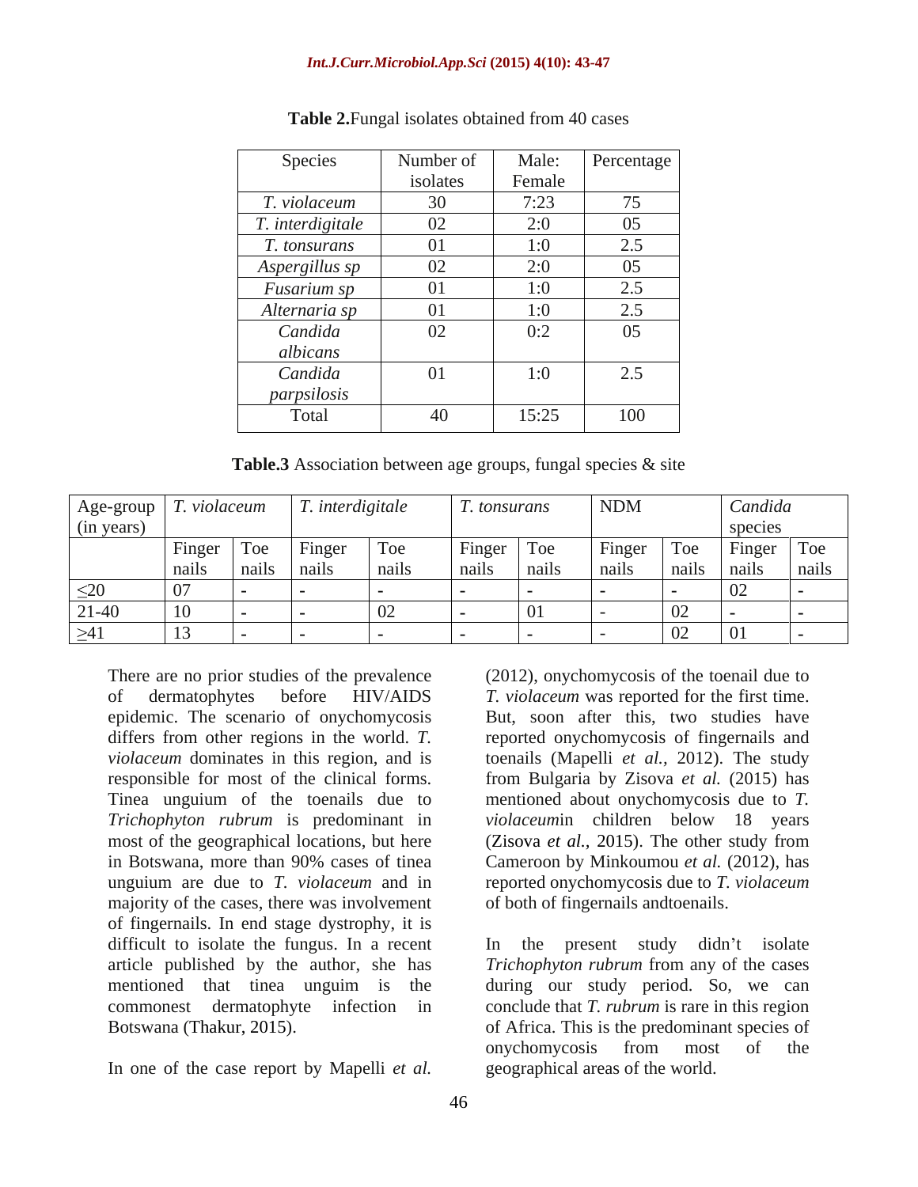**Table 2.** Fungal isolates obtained from 40 cases

| Species | Number of isolates | Male: Female | Percentage |
|---|---|---|---|
| *T. violaceum* | 30 | 7:23 | 75 |
| *T. interdigitale* | 02 | 2:0 | 05 |
| *T. tonsurans* | 01 | 1:0 | 2.5 |
| *Aspergillus sp* | 02 | 2:0 | 05 |
| *Fusarium sp* | 01 | 1:0 | 2.5 |
| *Alternaria sp* | 01 | 1:0 | 2.5 |
| *Candida albicans* | 02 | 0:2 | 05 |
| *Candida parpsilosis* | 01 | 1:0 | 2.5 |
| Total | 40 | 15:25 | 100 |

**Table.3** Association between age groups, fungal species & site

| Age-group (in years) | *T. violaceum* | | *T. interdigitale* | | *T. tonsurans* | | NDM | | *Candida* species | |
|---|---|---|---|---|---|---|---|---|---|---|
| | Finger nails | Toe nails | Finger nails | Toe nails | Finger nails | Toe nails | Finger nails | Toe nails | Finger nails | Toe nails |
| ≤20 | 07 | - | - | - | - | - | - | - | 02 | - |
| 21-40 | 10 | - | - | 02 | - | 01 | - | 02 | - | - |
| ≥41 | 13 | - | - | - | - | - | - | 02 | 01 | - |

There are no prior studies of the prevalence of dermatophytes before HIV/AIDS epidemic. The scenario of onychomycosis differs from other regions in the world. *T. violaceum* dominates in this region, and is responsible for most of the clinical forms. Tinea unguium of the toenails due to *Trichophyton rubrum* is predominant in most of the geographical locations, but here in Botswana, more than 90% cases of tinea unguium are due to *T. violaceum* and in majority of the cases, there was involvement of fingernails. In end stage dystrophy, it is difficult to isolate the fungus. In a recent article published by the author, she has mentioned that tinea unguim is the commonest dermatophyte infection in Botswana (Thakur, 2015).

In one of the case report by Mapelli *et al.* (2012), onychomycosis of the toenail due to *T. violaceum* was reported for the first time. But, soon after this, two studies have reported onychomycosis of fingernails and toenails (Mapelli *et al.,* 2012). The study from Bulgaria by Zisova *et al.* (2015) has mentioned about onychomycosis due to *T. violaceum*in children below 18 years (Zisova *et al.,* 2015). The other study from Cameroon by Minkoumou *et al.* (2012), has reported onychomycosis due to *T. violaceum* of both of fingernails andtoenails.

In the present study didn't isolate *Trichophyton rubrum* from any of the cases during our study period. So, we can conclude that *T. rubrum* is rare in this region of Africa. This is the predominant species of onychomycosis from most of the geographical areas of the world.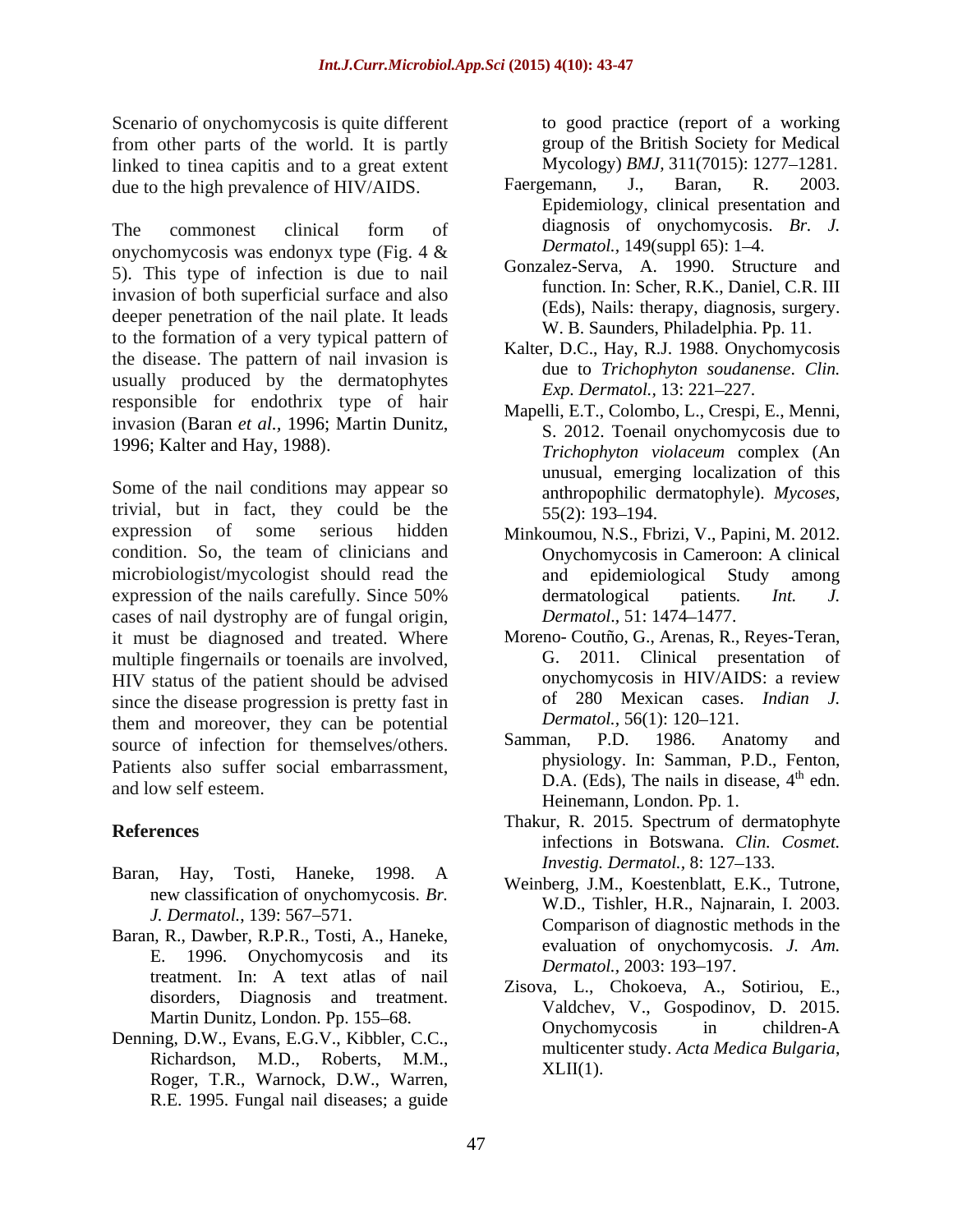Scenario of onychomycosis is quite different from other parts of the world. It is partly linked to tinea capitis and to a great extent due to the high prevalence of HIV/AIDS.

The commonest clinical form of onychomycosis was endonyx type (Fig. 4 & 5). This type of infection is due to nail invasion of both superficial surface and also deeper penetration of the nail plate. It leads to the formation of a very typical pattern of the disease. The pattern of nail invasion is usually produced by the dermatophytes responsible for endothrix type of hair invasion (Baran *et al.,* 1996; Martin Dunitz, 1996; Kalter and Hay, 1988).

Some of the nail conditions may appear so trivial, but in fact, they could be the expression of some serious hidden condition. So, the team of clinicians and microbiologist/mycologist should read the expression of the nails carefully. Since 50% cases of nail dystrophy are of fungal origin, it must be diagnosed and treated. Where multiple fingernails or toenails are involved, HIV status of the patient should be advised since the disease progression is pretty fast in them and moreover, they can be potential source of infection for themselves/others. Patients also suffer social embarrassment, and low self esteem.

## References

- Baran, Hay, Tosti, Haneke, 1998. A new classification of onychomycosis. *Br. J. Dermatol.,* 139: 567–571.
- Baran, R., Dawber, R.P.R., Tosti, A., Haneke, E. 1996. Onychomycosis and its treatment. In: A text atlas of nail disorders, Diagnosis and treatment. Martin Dunitz, London. Pp. 155–68.
- Denning, D.W., Evans, E.G.V., Kibbler, C.C., Richardson, M.D., Roberts, M.M., Roger, T.R., Warnock, D.W., Warren, R.E. 1995. Fungal nail diseases; a guide to good practice (report of a working group of the British Society for Medical Mycology) *BMJ,* 311(7015): 1277–1281.
- Faergemann, J., Baran, R. 2003. Epidemiology, clinical presentation and diagnosis of onychomycosis. *Br. J. Dermatol.,* 149(suppl 65): 1–4.
- Gonzalez-Serva, A. 1990. Structure and function. In: Scher, R.K., Daniel, C.R. III (Eds), Nails: therapy, diagnosis, surgery. W. B. Saunders, Philadelphia. Pp. 11.
- Kalter, D.C., Hay, R.J. 1988. Onychomycosis due to *Trichophyton soudanense*. *Clin. Exp. Dermatol.,* 13: 221–227.
- Mapelli, E.T., Colombo, L., Crespi, E., Menni, S. 2012. Toenail onychomycosis due to *Trichophyton violaceum* complex (An unusual, emerging localization of this anthropophilic dermatophyle). *Mycoses,* 55(2): 193–194.
- Minkoumou, N.S., Fbrizi, V., Papini, M. 2012. Onychomycosis in Cameroon: A clinical and epidemiological Study among dermatological patients. *Int. J. Dermatol.,* 51: 1474–1477.
- Moreno- Coutño, G., Arenas, R., Reyes-Teran, G. 2011. Clinical presentation of onychomycosis in HIV/AIDS: a review of 280 Mexican cases. *Indian J. Dermatol.,* 56(1): 120–121.
- Samman, P.D. 1986. Anatomy and physiology. In: Samman, P.D., Fenton, D.A. (Eds), The nails in disease, 4th edn. Heinemann, London. Pp. 1.
- Thakur, R. 2015. Spectrum of dermatophyte infections in Botswana. *Clin. Cosmet. Investig. Dermatol.,* 8: 127–133.
- Weinberg, J.M., Koestenblatt, E.K., Tutrone, W.D., Tishler, H.R., Najnarain, I. 2003. Comparison of diagnostic methods in the evaluation of onychomycosis. *J. Am. Dermatol.,* 2003: 193–197.
- Zisova, L., Chokoeva, A., Sotiriou, E., Valdchev, V., Gospodinov, D. 2015. Onychomycosis in children-A multicenter study. *Acta Medica Bulgaria,* XLII(1).